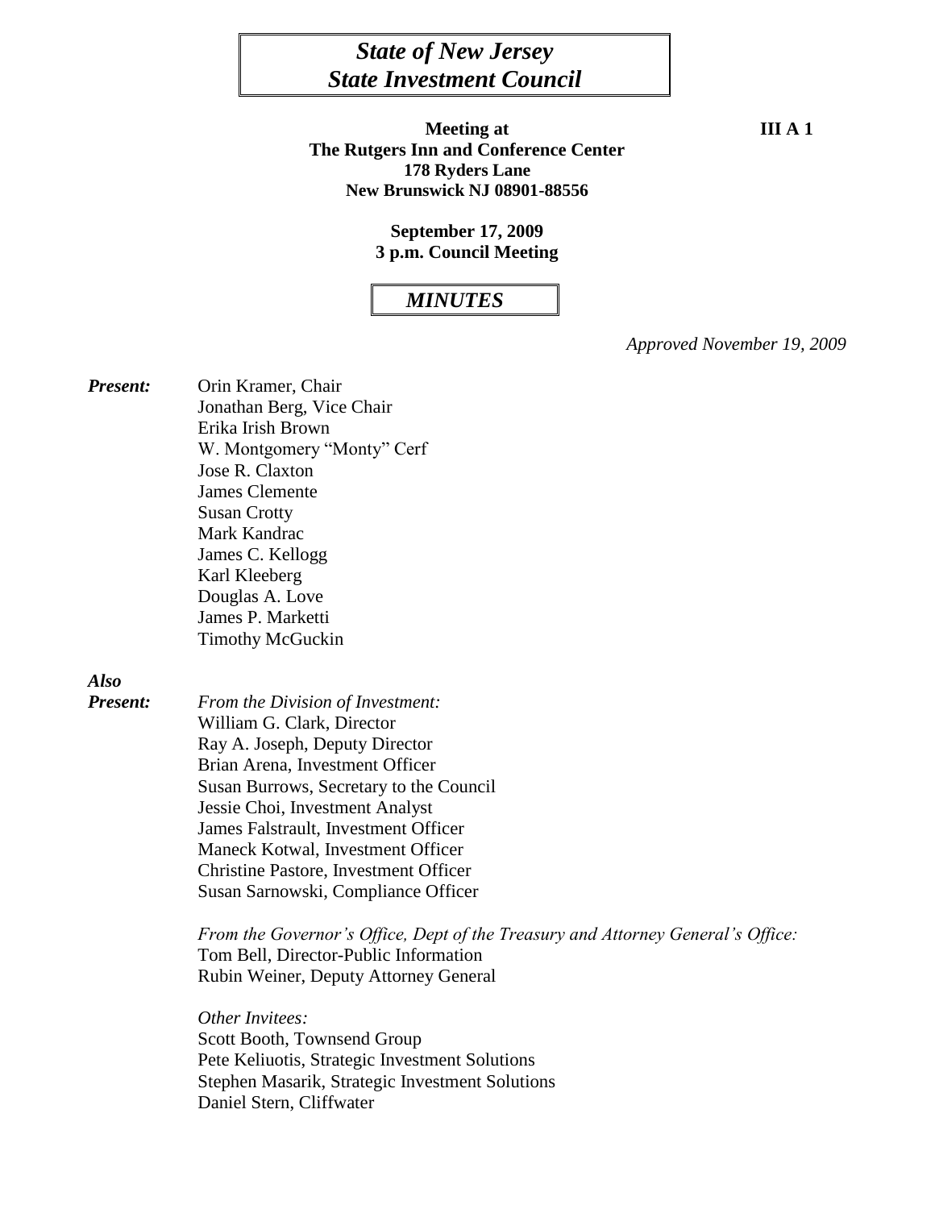# *State of New Jersey*
# *State Investment Council*

**Meeting at** **III A 1**
**The Rutgers Inn and Conference Center**
**178 Ryders Lane**
**New Brunswick NJ 08901-88556**

**September 17, 2009**
**3 p.m. Council Meeting**

## *MINUTES*

*Approved November 19, 2009*

***Present:***

Orin Kramer, Chair
Jonathan Berg, Vice Chair
Erika Irish Brown
W. Montgomery "Monty" Cerf
Jose R. Claxton
James Clemente
Susan Crotty
Mark Kandrac
James C. Kellogg
Karl Kleeberg
Douglas A. Love
James P. Marketti
Timothy McGuckin

***Also Present:***

*From the Division of Investment:*
William G. Clark, Director
Ray A. Joseph, Deputy Director
Brian Arena, Investment Officer
Susan Burrows, Secretary to the Council
Jessie Choi, Investment Analyst
James Falstrault, Investment Officer
Maneck Kotwal, Investment Officer
Christine Pastore, Investment Officer
Susan Sarnowski, Compliance Officer

*From the Governor's Office, Dept of the Treasury and Attorney General's Office:*
Tom Bell, Director-Public Information
Rubin Weiner, Deputy Attorney General

*Other Invitees:*
Scott Booth, Townsend Group
Pete Keliuotis, Strategic Investment Solutions
Stephen Masarik, Strategic Investment Solutions
Daniel Stern, Cliffwater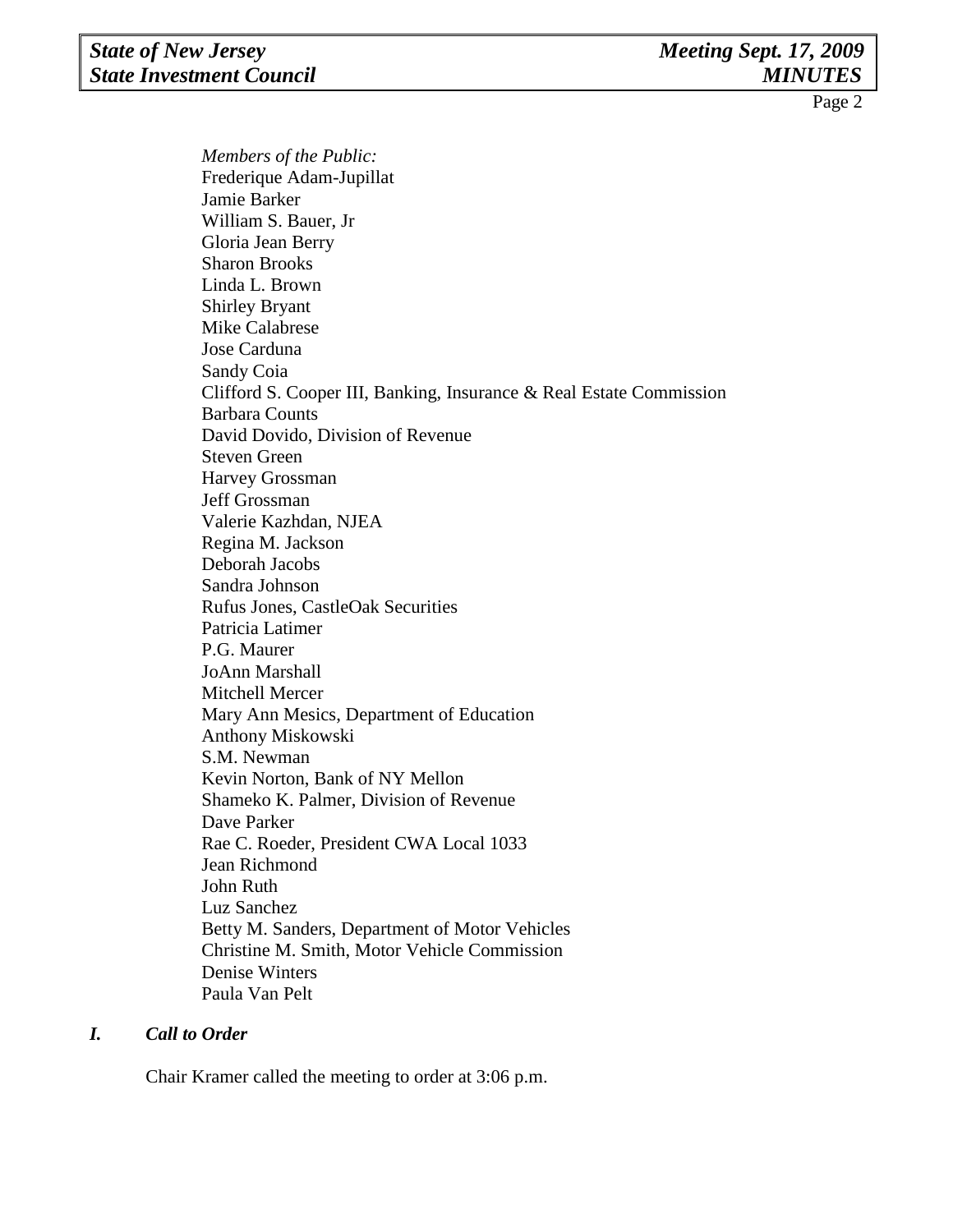*Members of the Public:*
Frederique Adam-Jupillat
Jamie Barker
William S. Bauer, Jr
Gloria Jean Berry
Sharon Brooks
Linda L. Brown
Shirley Bryant
Mike Calabrese
Jose Carduna
Sandy Coia
Clifford S. Cooper III, Banking, Insurance & Real Estate Commission
Barbara Counts
David Dovido, Division of Revenue
Steven Green
Harvey Grossman
Jeff Grossman
Valerie Kazhdan, NJEA
Regina M. Jackson
Deborah Jacobs
Sandra Johnson
Rufus Jones, CastleOak Securities
Patricia Latimer
P.G. Maurer
JoAnn Marshall
Mitchell Mercer
Mary Ann Mesics, Department of Education
Anthony Miskowski
S.M. Newman
Kevin Norton, Bank of NY Mellon
Shameko K. Palmer, Division of Revenue
Dave Parker
Rae C. Roeder, President CWA Local 1033
Jean Richmond
John Ruth
Luz Sanchez
Betty M. Sanders, Department of Motor Vehicles
Christine M. Smith, Motor Vehicle Commission
Denise Winters
Paula Van Pelt

## *I. Call to Order*

Chair Kramer called the meeting to order at 3:06 p.m.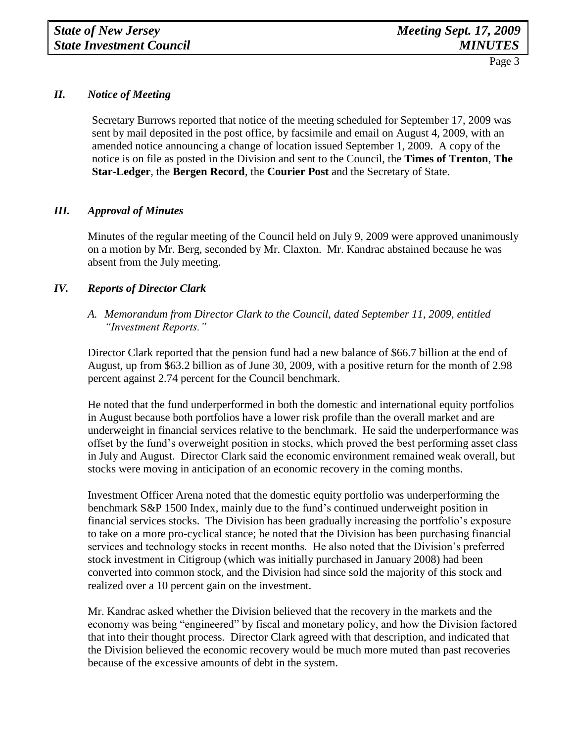## *II. Notice of Meeting*

Secretary Burrows reported that notice of the meeting scheduled for September 17, 2009 was sent by mail deposited in the post office, by facsimile and email on August 4, 2009, with an amended notice announcing a change of location issued September 1, 2009. A copy of the notice is on file as posted in the Division and sent to the Council, the **Times of Trenton**, **The Star-Ledger**, the **Bergen Record**, the **Courier Post** and the Secretary of State.

## *III. Approval of Minutes*

Minutes of the regular meeting of the Council held on July 9, 2009 were approved unanimously on a motion by Mr. Berg, seconded by Mr. Claxton. Mr. Kandrac abstained because he was absent from the July meeting.

## *IV. Reports of Director Clark*

### *A. Memorandum from Director Clark to the Council, dated September 11, 2009, entitled "Investment Reports."*

Director Clark reported that the pension fund had a new balance of $66.7 billion at the end of August, up from $63.2 billion as of June 30, 2009, with a positive return for the month of 2.98 percent against 2.74 percent for the Council benchmark.

He noted that the fund underperformed in both the domestic and international equity portfolios in August because both portfolios have a lower risk profile than the overall market and are underweight in financial services relative to the benchmark. He said the underperformance was offset by the fund's overweight position in stocks, which proved the best performing asset class in July and August. Director Clark said the economic environment remained weak overall, but stocks were moving in anticipation of an economic recovery in the coming months.

Investment Officer Arena noted that the domestic equity portfolio was underperforming the benchmark S&P 1500 Index, mainly due to the fund's continued underweight position in financial services stocks. The Division has been gradually increasing the portfolio's exposure to take on a more pro-cyclical stance; he noted that the Division has been purchasing financial services and technology stocks in recent months. He also noted that the Division's preferred stock investment in Citigroup (which was initially purchased in January 2008) had been converted into common stock, and the Division had since sold the majority of this stock and realized over a 10 percent gain on the investment.

Mr. Kandrac asked whether the Division believed that the recovery in the markets and the economy was being "engineered" by fiscal and monetary policy, and how the Division factored that into their thought process. Director Clark agreed with that description, and indicated that the Division believed the economic recovery would be much more muted than past recoveries because of the excessive amounts of debt in the system.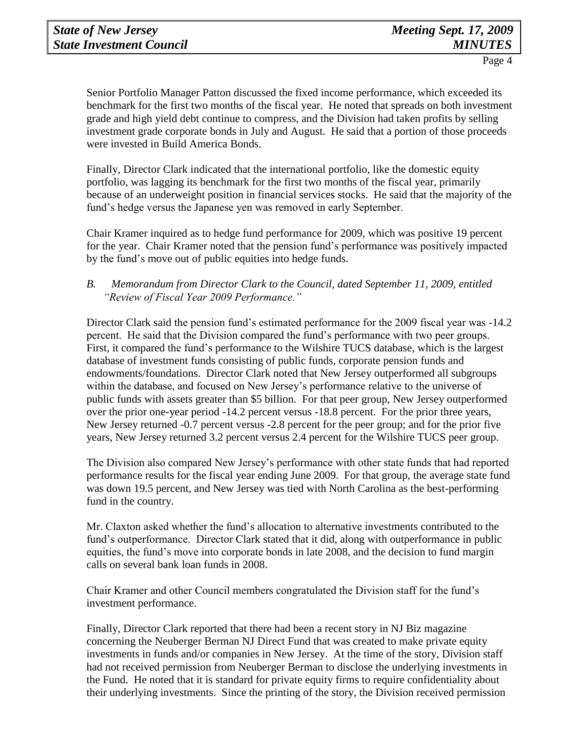Senior Portfolio Manager Patton discussed the fixed income performance, which exceeded its benchmark for the first two months of the fiscal year. He noted that spreads on both investment grade and high yield debt continue to compress, and the Division had taken profits by selling investment grade corporate bonds in July and August. He said that a portion of those proceeds were invested in Build America Bonds.

Finally, Director Clark indicated that the international portfolio, like the domestic equity portfolio, was lagging its benchmark for the first two months of the fiscal year, primarily because of an underweight position in financial services stocks. He said that the majority of the fund's hedge versus the Japanese yen was removed in early September.

Chair Kramer inquired as to hedge fund performance for 2009, which was positive 19 percent for the year. Chair Kramer noted that the pension fund's performance was positively impacted by the fund's move out of public equities into hedge funds.

*B. Memorandum from Director Clark to the Council, dated September 11, 2009, entitled "Review of Fiscal Year 2009 Performance."*

Director Clark said the pension fund's estimated performance for the 2009 fiscal year was -14.2 percent. He said that the Division compared the fund's performance with two peer groups. First, it compared the fund's performance to the Wilshire TUCS database, which is the largest database of investment funds consisting of public funds, corporate pension funds and endowments/foundations. Director Clark noted that New Jersey outperformed all subgroups within the database, and focused on New Jersey's performance relative to the universe of public funds with assets greater than $5 billion. For that peer group, New Jersey outperformed over the prior one-year period -14.2 percent versus -18.8 percent. For the prior three years, New Jersey returned -0.7 percent versus -2.8 percent for the peer group; and for the prior five years, New Jersey returned 3.2 percent versus 2.4 percent for the Wilshire TUCS peer group.

The Division also compared New Jersey's performance with other state funds that had reported performance results for the fiscal year ending June 2009. For that group, the average state fund was down 19.5 percent, and New Jersey was tied with North Carolina as the best-performing fund in the country.

Mr. Claxton asked whether the fund's allocation to alternative investments contributed to the fund's outperformance. Director Clark stated that it did, along with outperformance in public equities, the fund's move into corporate bonds in late 2008, and the decision to fund margin calls on several bank loan funds in 2008.

Chair Kramer and other Council members congratulated the Division staff for the fund's investment performance.

Finally, Director Clark reported that there had been a recent story in NJ Biz magazine concerning the Neuberger Berman NJ Direct Fund that was created to make private equity investments in funds and/or companies in New Jersey. At the time of the story, Division staff had not received permission from Neuberger Berman to disclose the underlying investments in the Fund. He noted that it is standard for private equity firms to require confidentiality about their underlying investments. Since the printing of the story, the Division received permission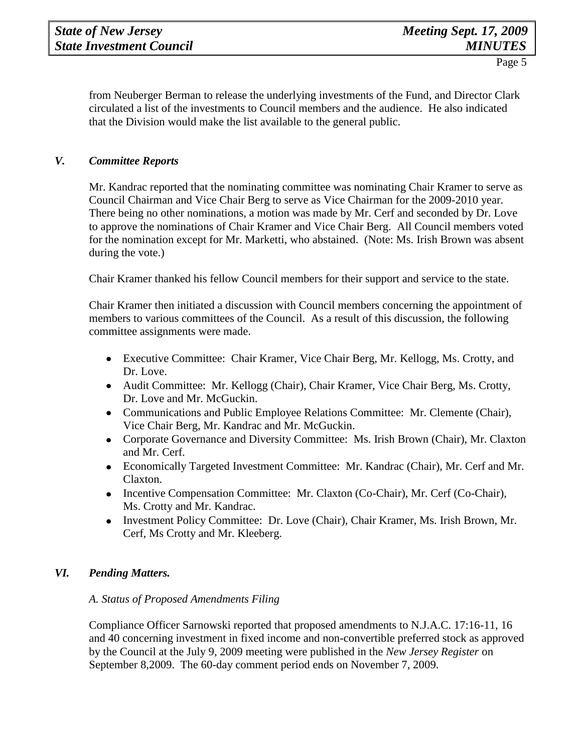from Neuberger Berman to release the underlying investments of the Fund, and Director Clark circulated a list of the investments to Council members and the audience. He also indicated that the Division would make the list available to the general public.

## *V. Committee Reports*

Mr. Kandrac reported that the nominating committee was nominating Chair Kramer to serve as Council Chairman and Vice Chair Berg to serve as Vice Chairman for the 2009-2010 year. There being no other nominations, a motion was made by Mr. Cerf and seconded by Dr. Love to approve the nominations of Chair Kramer and Vice Chair Berg. All Council members voted for the nomination except for Mr. Marketti, who abstained. (Note: Ms. Irish Brown was absent during the vote.)

Chair Kramer thanked his fellow Council members for their support and service to the state.

Chair Kramer then initiated a discussion with Council members concerning the appointment of members to various committees of the Council. As a result of this discussion, the following committee assignments were made.

- Executive Committee: Chair Kramer, Vice Chair Berg, Mr. Kellogg, Ms. Crotty, and Dr. Love.
- Audit Committee: Mr. Kellogg (Chair), Chair Kramer, Vice Chair Berg, Ms. Crotty, Dr. Love and Mr. McGuckin.
- Communications and Public Employee Relations Committee: Mr. Clemente (Chair), Vice Chair Berg, Mr. Kandrac and Mr. McGuckin.
- Corporate Governance and Diversity Committee: Ms. Irish Brown (Chair), Mr. Claxton and Mr. Cerf.
- Economically Targeted Investment Committee: Mr. Kandrac (Chair), Mr. Cerf and Mr. Claxton.
- Incentive Compensation Committee: Mr. Claxton (Co-Chair), Mr. Cerf (Co-Chair), Ms. Crotty and Mr. Kandrac.
- Investment Policy Committee: Dr. Love (Chair), Chair Kramer, Ms. Irish Brown, Mr. Cerf, Ms Crotty and Mr. Kleeberg.

## *VI. Pending Matters.*

### *A. Status of Proposed Amendments Filing*

Compliance Officer Sarnowski reported that proposed amendments to N.J.A.C. 17:16-11, 16 and 40 concerning investment in fixed income and non-convertible preferred stock as approved by the Council at the July 9, 2009 meeting were published in the *New Jersey Register* on September 8,2009. The 60-day comment period ends on November 7, 2009.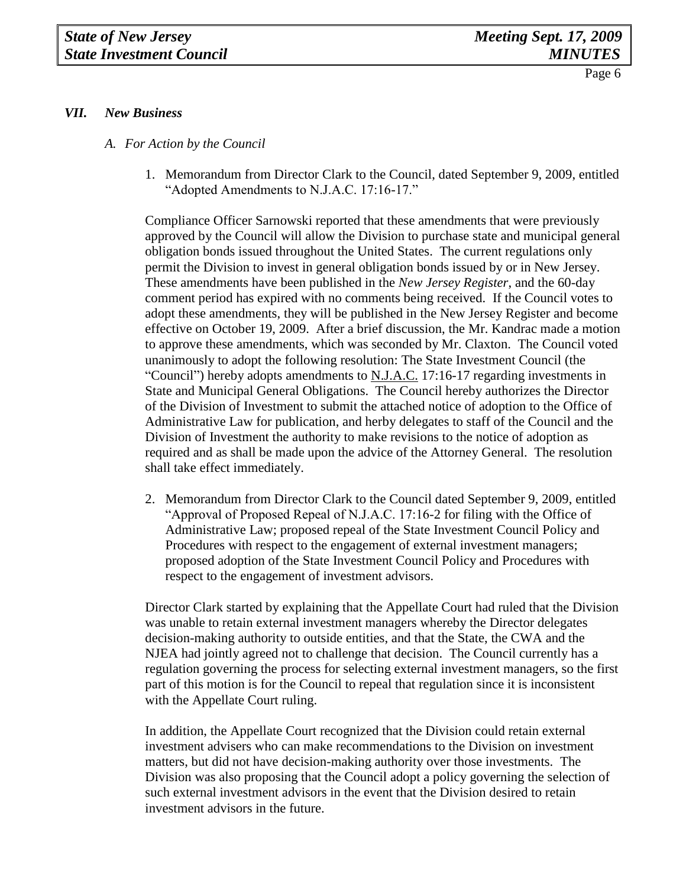### *VII. New Business*

*A. For Action by the Council*

1. Memorandum from Director Clark to the Council, dated September 9, 2009, entitled "Adopted Amendments to N.J.A.C. 17:16-17."

Compliance Officer Sarnowski reported that these amendments that were previously approved by the Council will allow the Division to purchase state and municipal general obligation bonds issued throughout the United States. The current regulations only permit the Division to invest in general obligation bonds issued by or in New Jersey. These amendments have been published in the *New Jersey Register*, and the 60-day comment period has expired with no comments being received. If the Council votes to adopt these amendments, they will be published in the New Jersey Register and become effective on October 19, 2009. After a brief discussion, the Mr. Kandrac made a motion to approve these amendments, which was seconded by Mr. Claxton. The Council voted unanimously to adopt the following resolution: The State Investment Council (the "Council") hereby adopts amendments to N.J.A.C. 17:16-17 regarding investments in State and Municipal General Obligations. The Council hereby authorizes the Director of the Division of Investment to submit the attached notice of adoption to the Office of Administrative Law for publication, and herby delegates to staff of the Council and the Division of Investment the authority to make revisions to the notice of adoption as required and as shall be made upon the advice of the Attorney General. The resolution shall take effect immediately.

2. Memorandum from Director Clark to the Council dated September 9, 2009, entitled "Approval of Proposed Repeal of N.J.A.C. 17:16-2 for filing with the Office of Administrative Law; proposed repeal of the State Investment Council Policy and Procedures with respect to the engagement of external investment managers; proposed adoption of the State Investment Council Policy and Procedures with respect to the engagement of investment advisors.

Director Clark started by explaining that the Appellate Court had ruled that the Division was unable to retain external investment managers whereby the Director delegates decision-making authority to outside entities, and that the State, the CWA and the NJEA had jointly agreed not to challenge that decision. The Council currently has a regulation governing the process for selecting external investment managers, so the first part of this motion is for the Council to repeal that regulation since it is inconsistent with the Appellate Court ruling.

In addition, the Appellate Court recognized that the Division could retain external investment advisers who can make recommendations to the Division on investment matters, but did not have decision-making authority over those investments. The Division was also proposing that the Council adopt a policy governing the selection of such external investment advisors in the event that the Division desired to retain investment advisors in the future.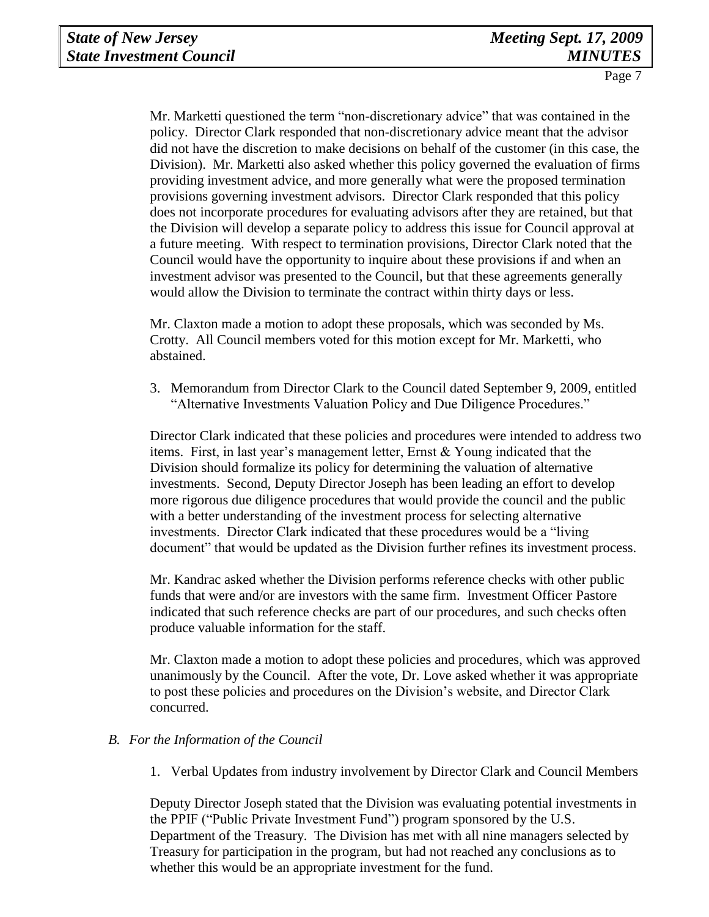Mr. Marketti questioned the term "non-discretionary advice" that was contained in the policy. Director Clark responded that non-discretionary advice meant that the advisor did not have the discretion to make decisions on behalf of the customer (in this case, the Division). Mr. Marketti also asked whether this policy governed the evaluation of firms providing investment advice, and more generally what were the proposed termination provisions governing investment advisors. Director Clark responded that this policy does not incorporate procedures for evaluating advisors after they are retained, but that the Division will develop a separate policy to address this issue for Council approval at a future meeting. With respect to termination provisions, Director Clark noted that the Council would have the opportunity to inquire about these provisions if and when an investment advisor was presented to the Council, but that these agreements generally would allow the Division to terminate the contract within thirty days or less.

Mr. Claxton made a motion to adopt these proposals, which was seconded by Ms. Crotty. All Council members voted for this motion except for Mr. Marketti, who abstained.

3. Memorandum from Director Clark to the Council dated September 9, 2009, entitled "Alternative Investments Valuation Policy and Due Diligence Procedures."

Director Clark indicated that these policies and procedures were intended to address two items. First, in last year's management letter, Ernst & Young indicated that the Division should formalize its policy for determining the valuation of alternative investments. Second, Deputy Director Joseph has been leading an effort to develop more rigorous due diligence procedures that would provide the council and the public with a better understanding of the investment process for selecting alternative investments. Director Clark indicated that these procedures would be a "living document" that would be updated as the Division further refines its investment process.

Mr. Kandrac asked whether the Division performs reference checks with other public funds that were and/or are investors with the same firm. Investment Officer Pastore indicated that such reference checks are part of our procedures, and such checks often produce valuable information for the staff.

Mr. Claxton made a motion to adopt these policies and procedures, which was approved unanimously by the Council. After the vote, Dr. Love asked whether it was appropriate to post these policies and procedures on the Division's website, and Director Clark concurred.

*B. For the Information of the Council*

1. Verbal Updates from industry involvement by Director Clark and Council Members

Deputy Director Joseph stated that the Division was evaluating potential investments in the PPIF ("Public Private Investment Fund") program sponsored by the U.S. Department of the Treasury. The Division has met with all nine managers selected by Treasury for participation in the program, but had not reached any conclusions as to whether this would be an appropriate investment for the fund.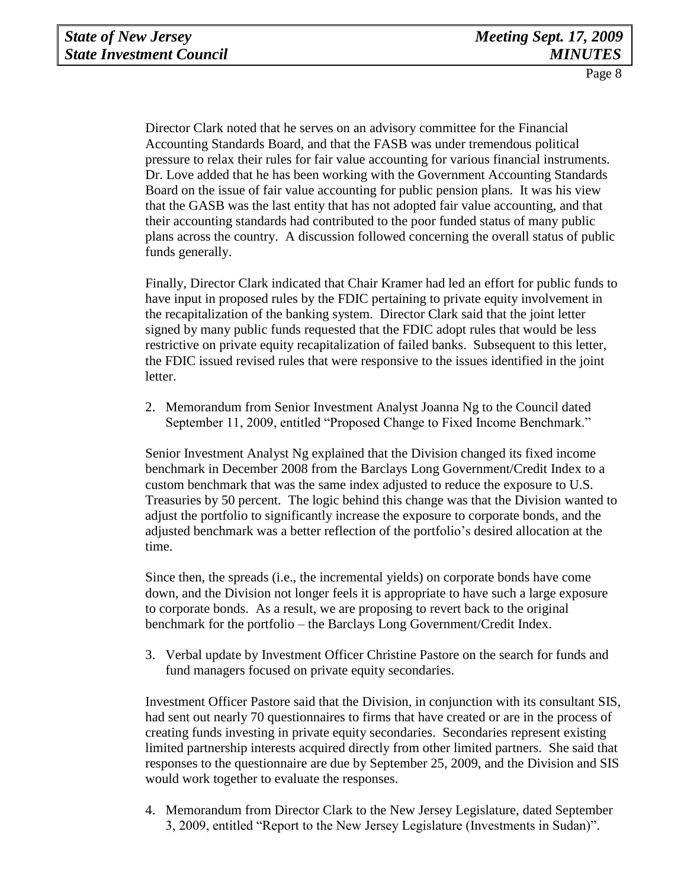Director Clark noted that he serves on an advisory committee for the Financial Accounting Standards Board, and that the FASB was under tremendous political pressure to relax their rules for fair value accounting for various financial instruments. Dr. Love added that he has been working with the Government Accounting Standards Board on the issue of fair value accounting for public pension plans. It was his view that the GASB was the last entity that has not adopted fair value accounting, and that their accounting standards had contributed to the poor funded status of many public plans across the country. A discussion followed concerning the overall status of public funds generally.

Finally, Director Clark indicated that Chair Kramer had led an effort for public funds to have input in proposed rules by the FDIC pertaining to private equity involvement in the recapitalization of the banking system. Director Clark said that the joint letter signed by many public funds requested that the FDIC adopt rules that would be less restrictive on private equity recapitalization of failed banks. Subsequent to this letter, the FDIC issued revised rules that were responsive to the issues identified in the joint letter.

2. Memorandum from Senior Investment Analyst Joanna Ng to the Council dated September 11, 2009, entitled "Proposed Change to Fixed Income Benchmark."

Senior Investment Analyst Ng explained that the Division changed its fixed income benchmark in December 2008 from the Barclays Long Government/Credit Index to a custom benchmark that was the same index adjusted to reduce the exposure to U.S. Treasuries by 50 percent. The logic behind this change was that the Division wanted to adjust the portfolio to significantly increase the exposure to corporate bonds, and the adjusted benchmark was a better reflection of the portfolio's desired allocation at the time.

Since then, the spreads (i.e., the incremental yields) on corporate bonds have come down, and the Division not longer feels it is appropriate to have such a large exposure to corporate bonds. As a result, we are proposing to revert back to the original benchmark for the portfolio – the Barclays Long Government/Credit Index.

3. Verbal update by Investment Officer Christine Pastore on the search for funds and fund managers focused on private equity secondaries.

Investment Officer Pastore said that the Division, in conjunction with its consultant SIS, had sent out nearly 70 questionnaires to firms that have created or are in the process of creating funds investing in private equity secondaries. Secondaries represent existing limited partnership interests acquired directly from other limited partners. She said that responses to the questionnaire are due by September 25, 2009, and the Division and SIS would work together to evaluate the responses.

4. Memorandum from Director Clark to the New Jersey Legislature, dated September 3, 2009, entitled "Report to the New Jersey Legislature (Investments in Sudan)".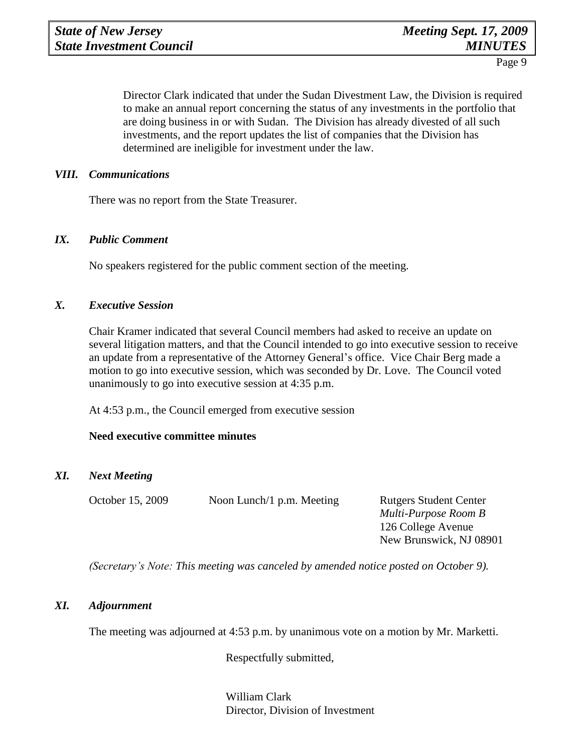Director Clark indicated that under the Sudan Divestment Law, the Division is required to make an annual report concerning the status of any investments in the portfolio that are doing business in or with Sudan. The Division has already divested of all such investments, and the report updates the list of companies that the Division has determined are ineligible for investment under the law.

## *VIII. Communications*

There was no report from the State Treasurer.

## *IX. Public Comment*

No speakers registered for the public comment section of the meeting.

## *X. Executive Session*

Chair Kramer indicated that several Council members had asked to receive an update on several litigation matters, and that the Council intended to go into executive session to receive an update from a representative of the Attorney General's office. Vice Chair Berg made a motion to go into executive session, which was seconded by Dr. Love. The Council voted unanimously to go into executive session at 4:35 p.m.

At 4:53 p.m., the Council emerged from executive session

**Need executive committee minutes**

## *XI. Next Meeting*

| | | |
|---|---|---|
| October 15, 2009 | Noon Lunch/1 p.m. Meeting | Rutgers Student Center<br>*Multi-Purpose Room B*<br>126 College Avenue<br>New Brunswick, NJ 08901 |

*(Secretary's Note: This meeting was canceled by amended notice posted on October 9).*

## *XI. Adjournment*

The meeting was adjourned at 4:53 p.m. by unanimous vote on a motion by Mr. Marketti.

Respectfully submitted,

William Clark
Director, Division of Investment